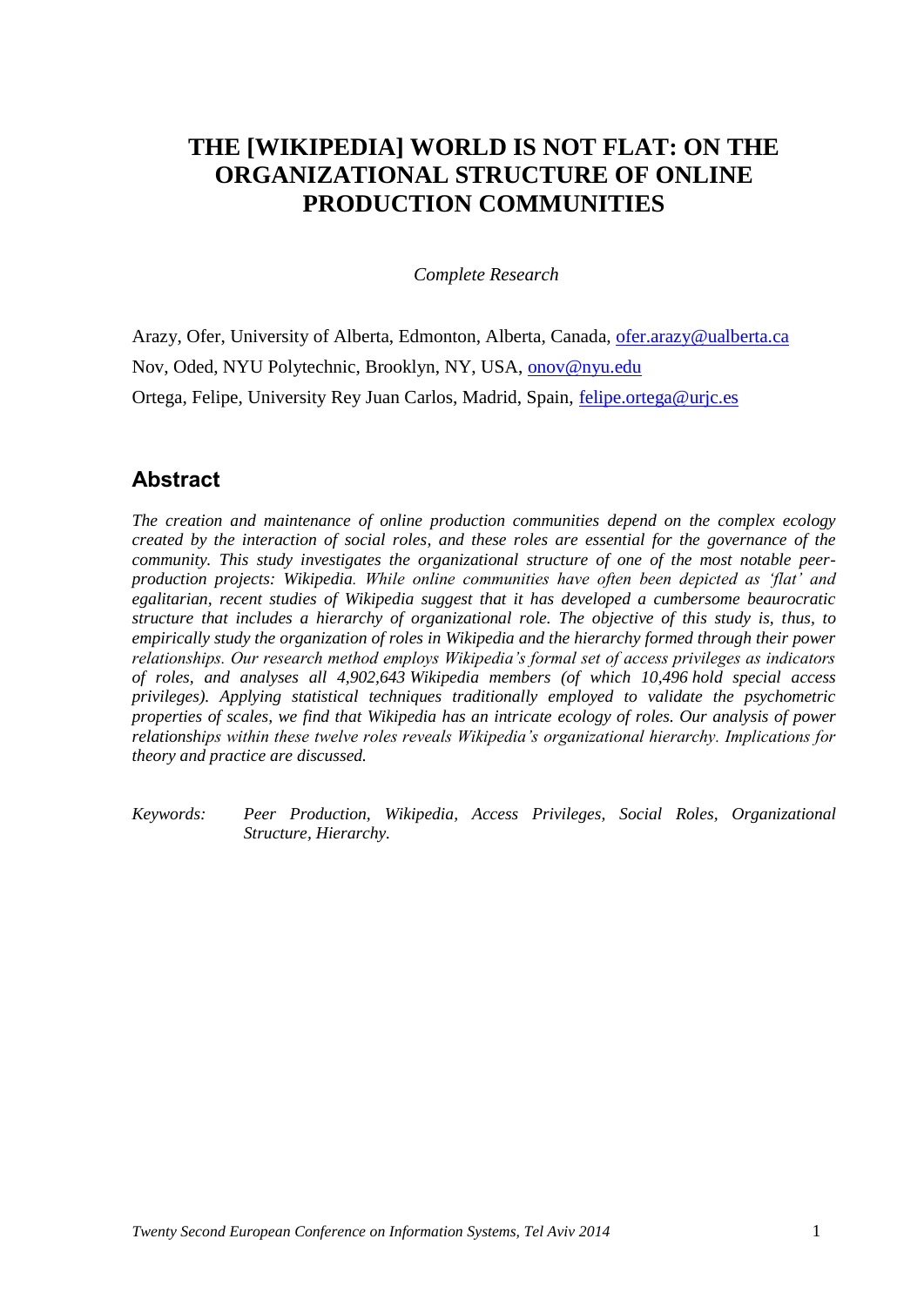# THE [WIKIPEDIA] WORLD IS NOT FLAT: ON THE ORGANIZATIONAL STRUCTURE OF ONLINE PRODUCTION COMMUNITIES

*Complete Research*

Arazy, Ofer, University of Alberta, Edmonton, Alberta, Canada, ofer.arazy@ualberta.ca

Nov, Oded, NYU Polytechnic, Brooklyn, NY, USA, onov@nyu.edu

Ortega, Felipe, University Rey Juan Carlos, Madrid, Spain, felipe.ortega@urjc.es

## Abstract

*The creation and maintenance of online production communities depend on the complex ecology created by the interaction of social roles, and these roles are essential for the governance of the community. This study investigates the organizational structure of one of the most notable peer-production projects: Wikipedia. While online communities have often been depicted as 'flat' and egalitarian, recent studies of Wikipedia suggest that it has developed a cumbersome beaurocratic structure that includes a hierarchy of organizational role. The objective of this study is, thus, to empirically study the organization of roles in Wikipedia and the hierarchy formed through their power relationships. Our research method employs Wikipedia's formal set of access privileges as indicators of roles, and analyses all 4,902,643 Wikipedia members (of which 10,496 hold special access privileges). Applying statistical techniques traditionally employed to validate the psychometric properties of scales, we find that Wikipedia has an intricate ecology of roles. Our analysis of power relationships within these twelve roles reveals Wikipedia's organizational hierarchy. Implications for theory and practice are discussed.*

*Keywords:* *Peer Production, Wikipedia, Access Privileges, Social Roles, Organizational Structure, Hierarchy.*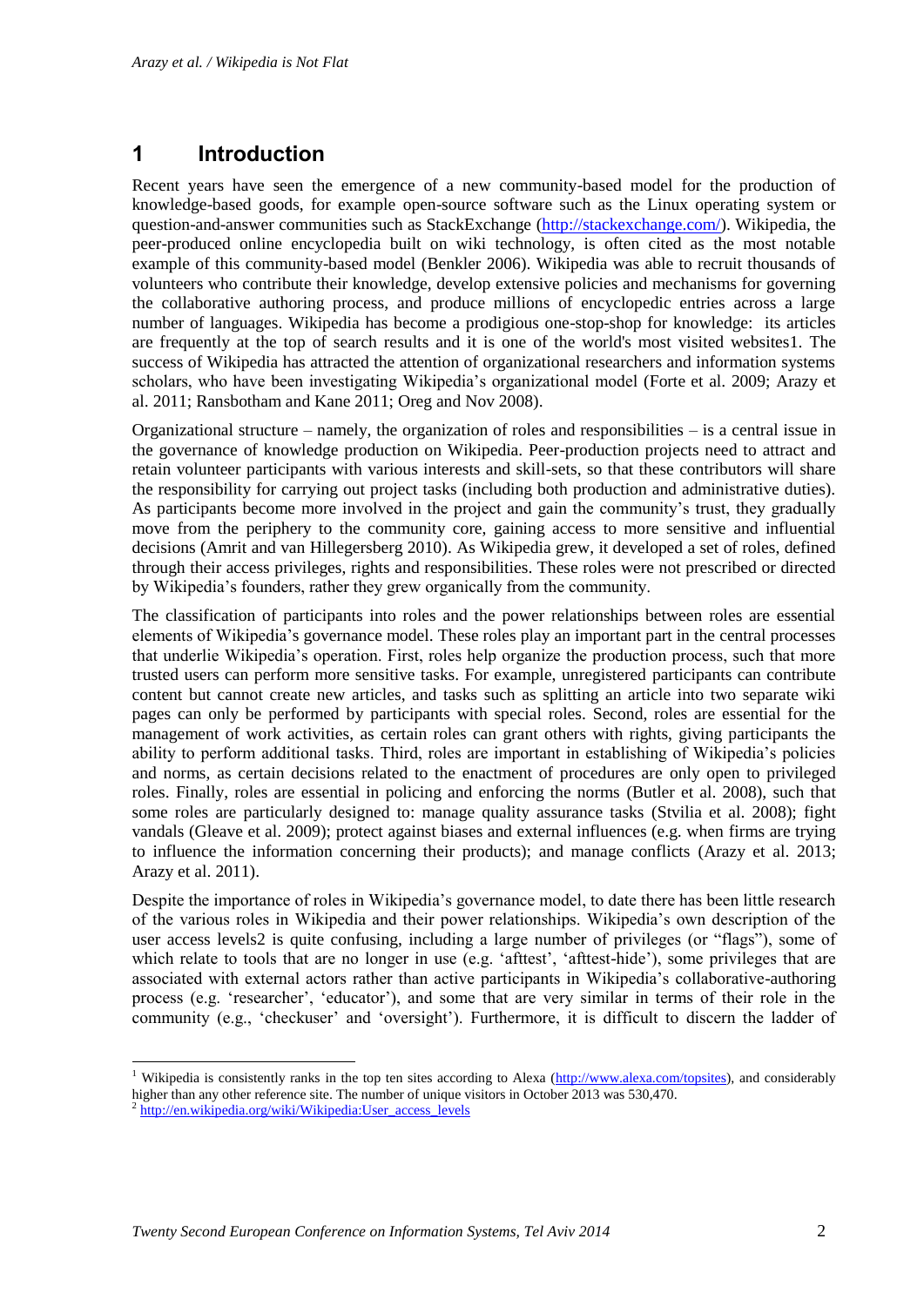# 1 Introduction

Recent years have seen the emergence of a new community-based model for the production of knowledge-based goods, for example open-source software such as the Linux operating system or question-and-answer communities such as StackExchange (http://stackexchange.com/). Wikipedia, the peer-produced online encyclopedia built on wiki technology, is often cited as the most notable example of this community-based model (Benkler 2006). Wikipedia was able to recruit thousands of volunteers who contribute their knowledge, develop extensive policies and mechanisms for governing the collaborative authoring process, and produce millions of encyclopedic entries across a large number of languages. Wikipedia has become a prodigious one-stop-shop for knowledge: its articles are frequently at the top of search results and it is one of the world's most visited websites1. The success of Wikipedia has attracted the attention of organizational researchers and information systems scholars, who have been investigating Wikipedia's organizational model (Forte et al. 2009; Arazy et al. 2011; Ransbotham and Kane 2011; Oreg and Nov 2008).

Organizational structure – namely, the organization of roles and responsibilities – is a central issue in the governance of knowledge production on Wikipedia. Peer-production projects need to attract and retain volunteer participants with various interests and skill-sets, so that these contributors will share the responsibility for carrying out project tasks (including both production and administrative duties). As participants become more involved in the project and gain the community's trust, they gradually move from the periphery to the community core, gaining access to more sensitive and influential decisions (Amrit and van Hillegersberg 2010). As Wikipedia grew, it developed a set of roles, defined through their access privileges, rights and responsibilities. These roles were not prescribed or directed by Wikipedia's founders, rather they grew organically from the community.

The classification of participants into roles and the power relationships between roles are essential elements of Wikipedia's governance model. These roles play an important part in the central processes that underlie Wikipedia's operation. First, roles help organize the production process, such that more trusted users can perform more sensitive tasks. For example, unregistered participants can contribute content but cannot create new articles, and tasks such as splitting an article into two separate wiki pages can only be performed by participants with special roles. Second, roles are essential for the management of work activities, as certain roles can grant others with rights, giving participants the ability to perform additional tasks. Third, roles are important in establishing of Wikipedia's policies and norms, as certain decisions related to the enactment of procedures are only open to privileged roles. Finally, roles are essential in policing and enforcing the norms (Butler et al. 2008), such that some roles are particularly designed to: manage quality assurance tasks (Stvilia et al. 2008); fight vandals (Gleave et al. 2009); protect against biases and external influences (e.g. when firms are trying to influence the information concerning their products); and manage conflicts (Arazy et al. 2013; Arazy et al. 2011).

Despite the importance of roles in Wikipedia's governance model, to date there has been little research of the various roles in Wikipedia and their power relationships. Wikipedia's own description of the user access levels2 is quite confusing, including a large number of privileges (or "flags"), some of which relate to tools that are no longer in use (e.g. 'afttest', 'afttest-hide'), some privileges that are associated with external actors rather than active participants in Wikipedia's collaborative-authoring process (e.g. 'researcher', 'educator'), and some that are very similar in terms of their role in the community (e.g., 'checkuser' and 'oversight'). Furthermore, it is difficult to discern the ladder of

---

[1] Wikipedia is consistently ranks in the top ten sites according to Alexa (http://www.alexa.com/topsites), and considerably higher than any other reference site. The number of unique visitors in October 2013 was 530,470.

[2] http://en.wikipedia.org/wiki/Wikipedia:User_access_levels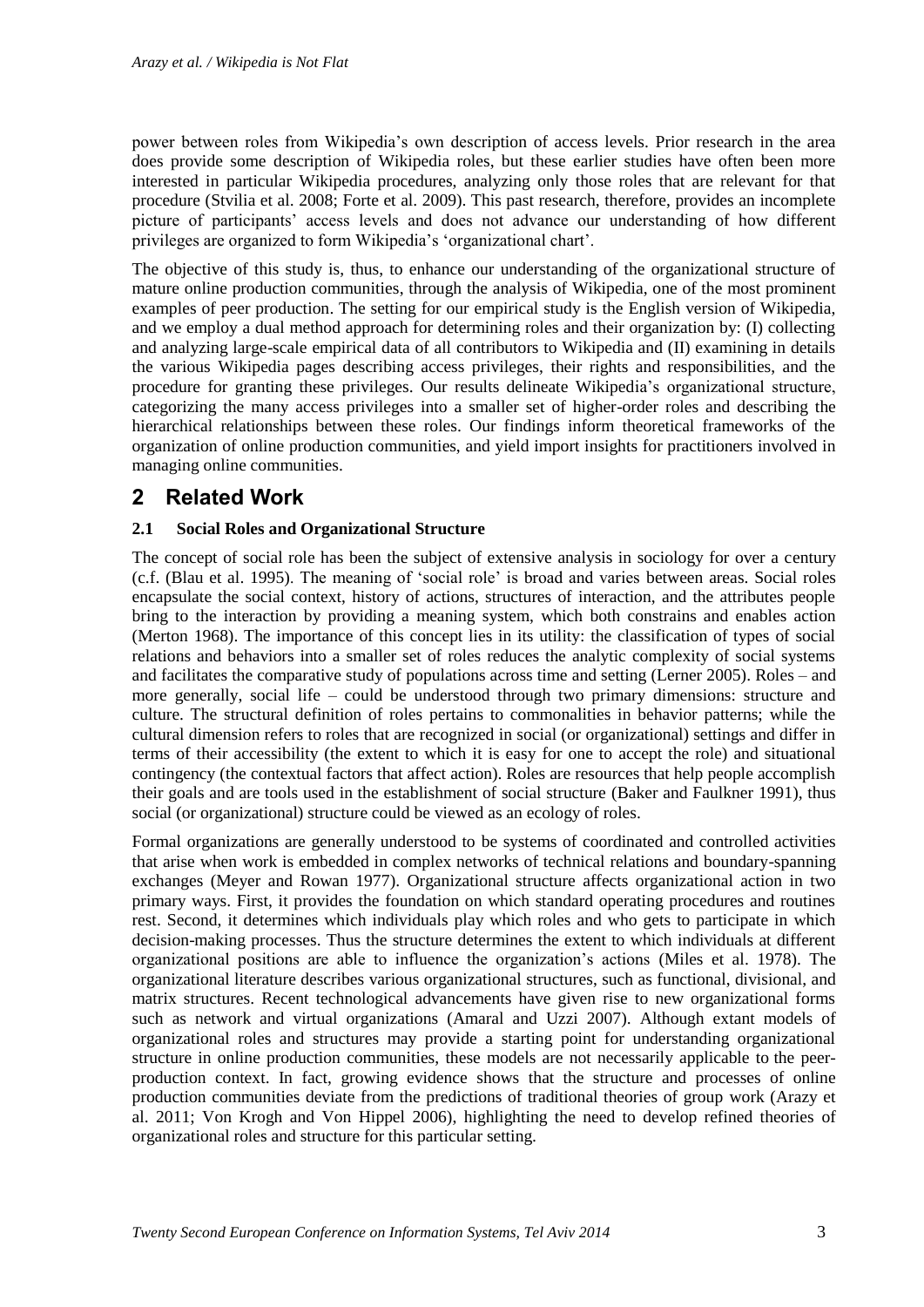power between roles from Wikipedia's own description of access levels. Prior research in the area does provide some description of Wikipedia roles, but these earlier studies have often been more interested in particular Wikipedia procedures, analyzing only those roles that are relevant for that procedure (Stvilia et al. 2008; Forte et al. 2009). This past research, therefore, provides an incomplete picture of participants' access levels and does not advance our understanding of how different privileges are organized to form Wikipedia's 'organizational chart'.

The objective of this study is, thus, to enhance our understanding of the organizational structure of mature online production communities, through the analysis of Wikipedia, one of the most prominent examples of peer production. The setting for our empirical study is the English version of Wikipedia, and we employ a dual method approach for determining roles and their organization by: (I) collecting and analyzing large-scale empirical data of all contributors to Wikipedia and (II) examining in details the various Wikipedia pages describing access privileges, their rights and responsibilities, and the procedure for granting these privileges. Our results delineate Wikipedia's organizational structure, categorizing the many access privileges into a smaller set of higher-order roles and describing the hierarchical relationships between these roles. Our findings inform theoretical frameworks of the organization of online production communities, and yield import insights for practitioners involved in managing online communities.

# 2 Related Work

## 2.1 Social Roles and Organizational Structure

The concept of social role has been the subject of extensive analysis in sociology for over a century (c.f. (Blau et al. 1995). The meaning of 'social role' is broad and varies between areas. Social roles encapsulate the social context, history of actions, structures of interaction, and the attributes people bring to the interaction by providing a meaning system, which both constrains and enables action (Merton 1968). The importance of this concept lies in its utility: the classification of types of social relations and behaviors into a smaller set of roles reduces the analytic complexity of social systems and facilitates the comparative study of populations across time and setting (Lerner 2005). Roles – and more generally, social life – could be understood through two primary dimensions: structure and culture. The structural definition of roles pertains to commonalities in behavior patterns; while the cultural dimension refers to roles that are recognized in social (or organizational) settings and differ in terms of their accessibility (the extent to which it is easy for one to accept the role) and situational contingency (the contextual factors that affect action). Roles are resources that help people accomplish their goals and are tools used in the establishment of social structure (Baker and Faulkner 1991), thus social (or organizational) structure could be viewed as an ecology of roles.

Formal organizations are generally understood to be systems of coordinated and controlled activities that arise when work is embedded in complex networks of technical relations and boundary-spanning exchanges (Meyer and Rowan 1977). Organizational structure affects organizational action in two primary ways. First, it provides the foundation on which standard operating procedures and routines rest. Second, it determines which individuals play which roles and who gets to participate in which decision-making processes. Thus the structure determines the extent to which individuals at different organizational positions are able to influence the organization's actions (Miles et al. 1978). The organizational literature describes various organizational structures, such as functional, divisional, and matrix structures. Recent technological advancements have given rise to new organizational forms such as network and virtual organizations (Amaral and Uzzi 2007). Although extant models of organizational roles and structures may provide a starting point for understanding organizational structure in online production communities, these models are not necessarily applicable to the peer-production context. In fact, growing evidence shows that the structure and processes of online production communities deviate from the predictions of traditional theories of group work (Arazy et al. 2011; Von Krogh and Von Hippel 2006), highlighting the need to develop refined theories of organizational roles and structure for this particular setting.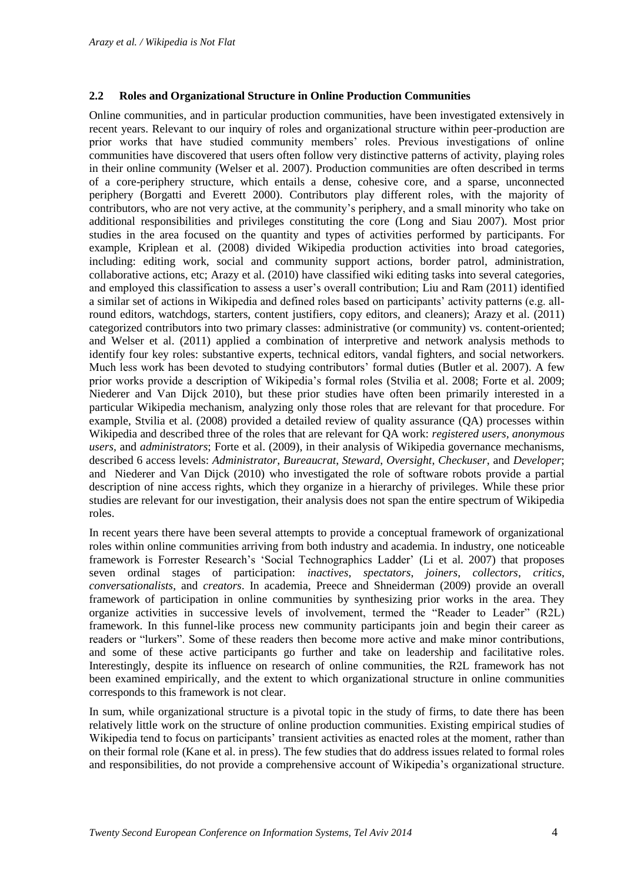### 2.2 Roles and Organizational Structure in Online Production Communities

Online communities, and in particular production communities, have been investigated extensively in recent years. Relevant to our inquiry of roles and organizational structure within peer-production are prior works that have studied community members' roles. Previous investigations of online communities have discovered that users often follow very distinctive patterns of activity, playing roles in their online community (Welser et al. 2007). Production communities are often described in terms of a core-periphery structure, which entails a dense, cohesive core, and a sparse, unconnected periphery (Borgatti and Everett 2000). Contributors play different roles, with the majority of contributors, who are not very active, at the community's periphery, and a small minority who take on additional responsibilities and privileges constituting the core (Long and Siau 2007). Most prior studies in the area focused on the quantity and types of activities performed by participants. For example, Kriplean et al. (2008) divided Wikipedia production activities into broad categories, including: editing work, social and community support actions, border patrol, administration, collaborative actions, etc; Arazy et al. (2010) have classified wiki editing tasks into several categories, and employed this classification to assess a user's overall contribution; Liu and Ram (2011) identified a similar set of actions in Wikipedia and defined roles based on participants' activity patterns (e.g. all-round editors, watchdogs, starters, content justifiers, copy editors, and cleaners); Arazy et al. (2011) categorized contributors into two primary classes: administrative (or community) vs. content-oriented; and Welser et al. (2011) applied a combination of interpretive and network analysis methods to identify four key roles: substantive experts, technical editors, vandal fighters, and social networkers. Much less work has been devoted to studying contributors' formal duties (Butler et al. 2007). A few prior works provide a description of Wikipedia's formal roles (Stvilia et al. 2008; Forte et al. 2009; Niederer and Van Dijck 2010), but these prior studies have often been primarily interested in a particular Wikipedia mechanism, analyzing only those roles that are relevant for that procedure. For example, Stvilia et al. (2008) provided a detailed review of quality assurance (QA) processes within Wikipedia and described three of the roles that are relevant for QA work: *registered users*, *anonymous users*, and *administrators*; Forte et al. (2009), in their analysis of Wikipedia governance mechanisms, described 6 access levels: *Administrator*, *Bureaucrat*, *Steward*, *Oversight*, *Checkuser*, and *Developer*; and Niederer and Van Dijck (2010) who investigated the role of software robots provide a partial description of nine access rights, which they organize in a hierarchy of privileges. While these prior studies are relevant for our investigation, their analysis does not span the entire spectrum of Wikipedia roles.

In recent years there have been several attempts to provide a conceptual framework of organizational roles within online communities arriving from both industry and academia. In industry, one noticeable framework is Forrester Research's 'Social Technographics Ladder' (Li et al. 2007) that proposes seven ordinal stages of participation: *inactives*, *spectators*, *joiners*, *collectors*, *critics*, *conversationalists*, and *creators*. In academia, Preece and Shneiderman (2009) provide an overall framework of participation in online communities by synthesizing prior works in the area. They organize activities in successive levels of involvement, termed the "Reader to Leader" (R2L) framework. In this funnel-like process new community participants join and begin their career as readers or "lurkers". Some of these readers then become more active and make minor contributions, and some of these active participants go further and take on leadership and facilitative roles. Interestingly, despite its influence on research of online communities, the R2L framework has not been examined empirically, and the extent to which organizational structure in online communities corresponds to this framework is not clear.

In sum, while organizational structure is a pivotal topic in the study of firms, to date there has been relatively little work on the structure of online production communities. Existing empirical studies of Wikipedia tend to focus on participants' transient activities as enacted roles at the moment, rather than on their formal role (Kane et al. in press). The few studies that do address issues related to formal roles and responsibilities, do not provide a comprehensive account of Wikipedia's organizational structure.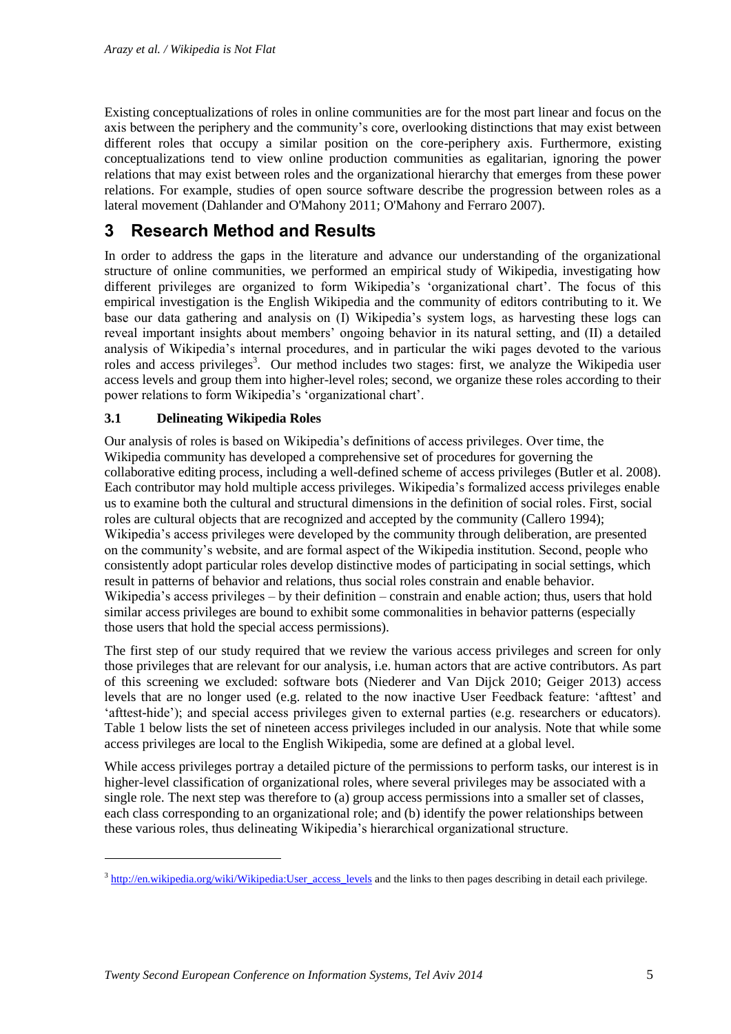Existing conceptualizations of roles in online communities are for the most part linear and focus on the axis between the periphery and the community's core, overlooking distinctions that may exist between different roles that occupy a similar position on the core-periphery axis. Furthermore, existing conceptualizations tend to view online production communities as egalitarian, ignoring the power relations that may exist between roles and the organizational hierarchy that emerges from these power relations. For example, studies of open source software describe the progression between roles as a lateral movement (Dahlander and O'Mahony 2011; O'Mahony and Ferraro 2007).

# 3 Research Method and Results

In order to address the gaps in the literature and advance our understanding of the organizational structure of online communities, we performed an empirical study of Wikipedia, investigating how different privileges are organized to form Wikipedia's 'organizational chart'. The focus of this empirical investigation is the English Wikipedia and the community of editors contributing to it. We base our data gathering and analysis on (I) Wikipedia's system logs, as harvesting these logs can reveal important insights about members' ongoing behavior in its natural setting, and (II) a detailed analysis of Wikipedia's internal procedures, and in particular the wiki pages devoted to the various roles and access privileges[3]. Our method includes two stages: first, we analyze the Wikipedia user access levels and group them into higher-level roles; second, we organize these roles according to their power relations to form Wikipedia's 'organizational chart'.

## 3.1 Delineating Wikipedia Roles

Our analysis of roles is based on Wikipedia's definitions of access privileges. Over time, the Wikipedia community has developed a comprehensive set of procedures for governing the collaborative editing process, including a well-defined scheme of access privileges (Butler et al. 2008). Each contributor may hold multiple access privileges. Wikipedia's formalized access privileges enable us to examine both the cultural and structural dimensions in the definition of social roles. First, social roles are cultural objects that are recognized and accepted by the community (Callero 1994); Wikipedia's access privileges were developed by the community through deliberation, are presented on the community's website, and are formal aspect of the Wikipedia institution. Second, people who consistently adopt particular roles develop distinctive modes of participating in social settings, which result in patterns of behavior and relations, thus social roles constrain and enable behavior. Wikipedia's access privileges – by their definition – constrain and enable action; thus, users that hold similar access privileges are bound to exhibit some commonalities in behavior patterns (especially those users that hold the special access permissions).

The first step of our study required that we review the various access privileges and screen for only those privileges that are relevant for our analysis, i.e. human actors that are active contributors. As part of this screening we excluded: software bots (Niederer and Van Dijck 2010; Geiger 2013) access levels that are no longer used (e.g. related to the now inactive User Feedback feature: 'afttest' and 'afttest-hide'); and special access privileges given to external parties (e.g. researchers or educators). Table 1 below lists the set of nineteen access privileges included in our analysis. Note that while some access privileges are local to the English Wikipedia, some are defined at a global level.

While access privileges portray a detailed picture of the permissions to perform tasks, our interest is in higher-level classification of organizational roles, where several privileges may be associated with a single role. The next step was therefore to (a) group access permissions into a smaller set of classes, each class corresponding to an organizational role; and (b) identify the power relationships between these various roles, thus delineating Wikipedia's hierarchical organizational structure.

[3] http://en.wikipedia.org/wiki/Wikipedia:User_access_levels and the links to then pages describing in detail each privilege.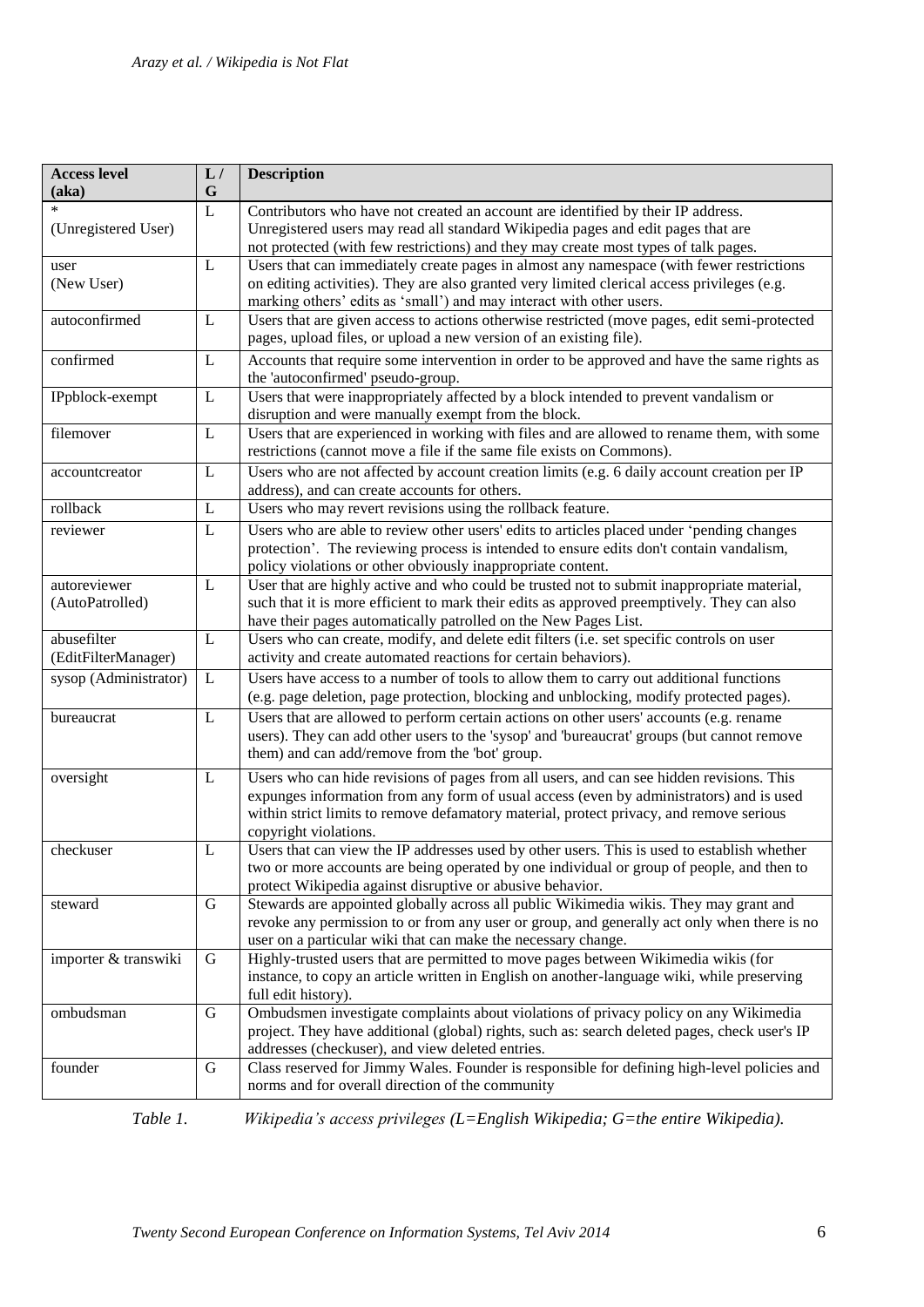| Access level (aka) | L / G | Description |
|---|---|---|
| * (Unregistered User) | L | Contributors who have not created an account are identified by their IP address. Unregistered users may read all standard Wikipedia pages and edit pages that are not protected (with few restrictions) and they may create most types of talk pages. |
| user (New User) | L | Users that can immediately create pages in almost any namespace (with fewer restrictions on editing activities). They are also granted very limited clerical access privileges (e.g. marking others' edits as 'small') and may interact with other users. |
| autoconfirmed | L | Users that are given access to actions otherwise restricted (move pages, edit semi-protected pages, upload files, or upload a new version of an existing file). |
| confirmed | L | Accounts that require some intervention in order to be approved and have the same rights as the 'autoconfirmed' pseudo-group. |
| IPpblock-exempt | L | Users that were inappropriately affected by a block intended to prevent vandalism or disruption and were manually exempt from the block. |
| filemover | L | Users that are experienced in working with files and are allowed to rename them, with some restrictions (cannot move a file if the same file exists on Commons). |
| accountcreator | L | Users who are not affected by account creation limits (e.g. 6 daily account creation per IP address), and can create accounts for others. |
| rollback | L | Users who may revert revisions using the rollback feature. |
| reviewer | L | Users who are able to review other users' edits to articles placed under 'pending changes protection'. The reviewing process is intended to ensure edits don't contain vandalism, policy violations or other obviously inappropriate content. |
| autoreviewer (AutoPatrolled) | L | User that are highly active and who could be trusted not to submit inappropriate material, such that it is more efficient to mark their edits as approved preemptively. They can also have their pages automatically patrolled on the New Pages List. |
| abusefilter (EditFilterManager) | L | Users who can create, modify, and delete edit filters (i.e. set specific controls on user activity and create automated reactions for certain behaviors). |
| sysop (Administrator) | L | Users have access to a number of tools to allow them to carry out additional functions (e.g. page deletion, page protection, blocking and unblocking, modify protected pages). |
| bureaucrat | L | Users that are allowed to perform certain actions on other users' accounts (e.g. rename users). They can add other users to the 'sysop' and 'bureaucrat' groups (but cannot remove them) and can add/remove from the 'bot' group. |
| oversight | L | Users who can hide revisions of pages from all users, and can see hidden revisions. This expunges information from any form of usual access (even by administrators) and is used within strict limits to remove defamatory material, protect privacy, and remove serious copyright violations. |
| checkuser | L | Users that can view the IP addresses used by other users. This is used to establish whether two or more accounts are being operated by one individual or group of people, and then to protect Wikipedia against disruptive or abusive behavior. |
| steward | G | Stewards are appointed globally across all public Wikimedia wikis. They may grant and revoke any permission to or from any user or group, and generally act only when there is no user on a particular wiki that can make the necessary change. |
| importer & transwiki | G | Highly-trusted users that are permitted to move pages between Wikimedia wikis (for instance, to copy an article written in English on another-language wiki, while preserving full edit history). |
| ombudsman | G | Ombudsmen investigate complaints about violations of privacy policy on any Wikimedia project. They have additional (global) rights, such as: search deleted pages, check user's IP addresses (checkuser), and view deleted entries. |
| founder | G | Class reserved for Jimmy Wales. Founder is responsible for defining high-level policies and norms and for overall direction of the community |

*Table 1. Wikipedia's access privileges (L=English Wikipedia; G=the entire Wikipedia).*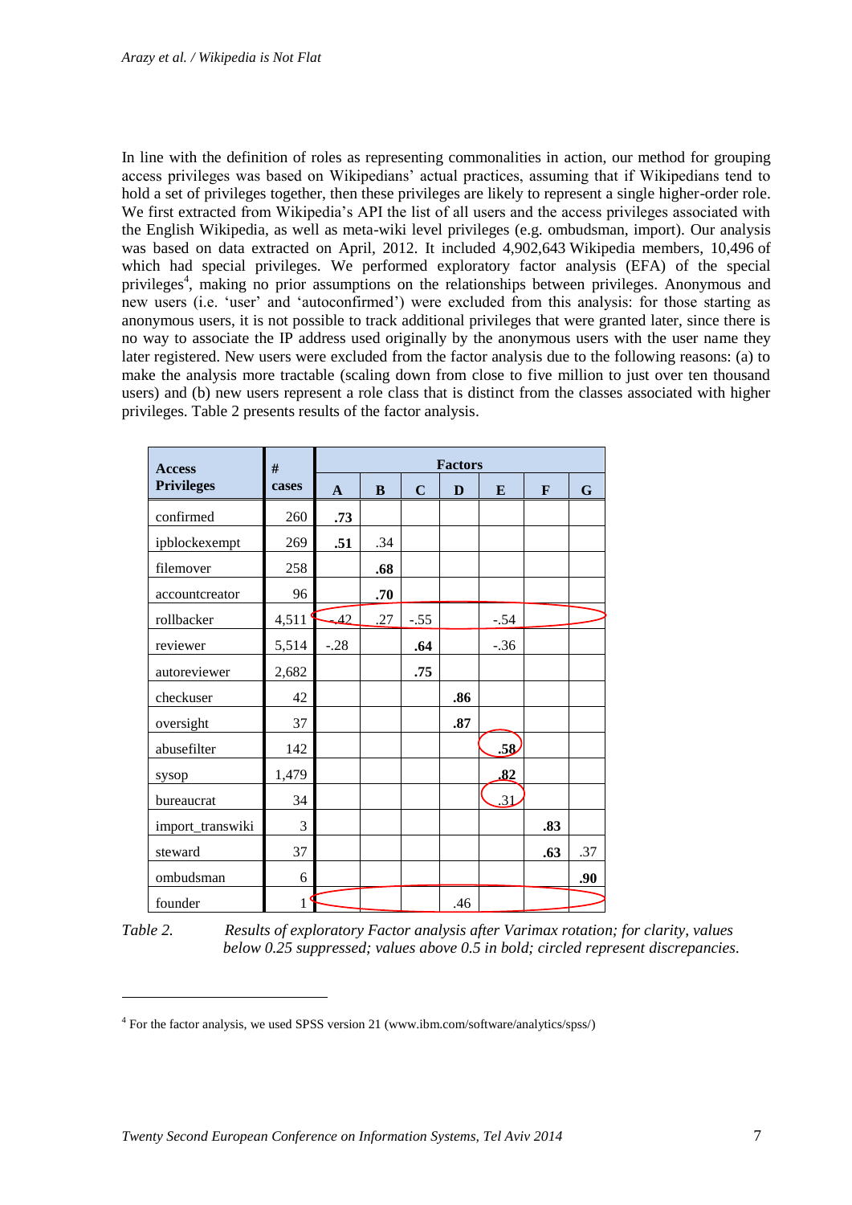In line with the definition of roles as representing commonalities in action, our method for grouping access privileges was based on Wikipedians' actual practices, assuming that if Wikipedians tend to hold a set of privileges together, then these privileges are likely to represent a single higher-order role. We first extracted from Wikipedia's API the list of all users and the access privileges associated with the English Wikipedia, as well as meta-wiki level privileges (e.g. ombudsman, import). Our analysis was based on data extracted on April, 2012. It included 4,902,643 Wikipedia members, 10,496 of which had special privileges. We performed exploratory factor analysis (EFA) of the special privileges[4], making no prior assumptions on the relationships between privileges. Anonymous and new users (i.e. 'user' and 'autoconfirmed') were excluded from this analysis: for those starting as anonymous users, it is not possible to track additional privileges that were granted later, since there is no way to associate the IP address used originally by the anonymous users with the user name they later registered. New users were excluded from the factor analysis due to the following reasons: (a) to make the analysis more tractable (scaling down from close to five million to just over ten thousand users) and (b) new users represent a role class that is distinct from the classes associated with higher privileges. Table 2 presents results of the factor analysis.

| Access Privileges | # cases | Factors | | | | | | |
|---|---|---|---|---|---|---|---|---|
| | | A | B | C | D | E | F | G |
| confirmed | 260 | **.73** | | | | | | |
| ipblockexempt | 269 | **.51** | .34 | | | | | |
| filemover | 258 | | **.68** | | | | | |
| accountcreator | 96 | | **.70** | | | | | |
| rollbacker | 4,511 | -.42 | .27 | -.55 | | -.54 | | |
| reviewer | 5,514 | -.28 | | **.64** | | -.36 | | |
| autoreviewer | 2,682 | | | **.75** | | | | |
| checkuser | 42 | | | | **.86** | | | |
| oversight | 37 | | | | **.87** | | | |
| abusefilter | 142 | | | | | **.58** | | |
| sysop | 1,479 | | | | | **.82** | | |
| bureaucrat | 34 | | | | | .31 | | |
| import_transwiki | 3 | | | | | | **.83** | |
| steward | 37 | | | | | | **.63** | .37 |
| ombudsman | 6 | | | | | | | **.90** |
| founder | 1 | | | | .46 | | | |

*Table 2. Results of exploratory Factor analysis after Varimax rotation; for clarity, values below 0.25 suppressed; values above 0.5 in bold; circled represent discrepancies.*

[4] For the factor analysis, we used SPSS version 21 (www.ibm.com/software/analytics/spss/)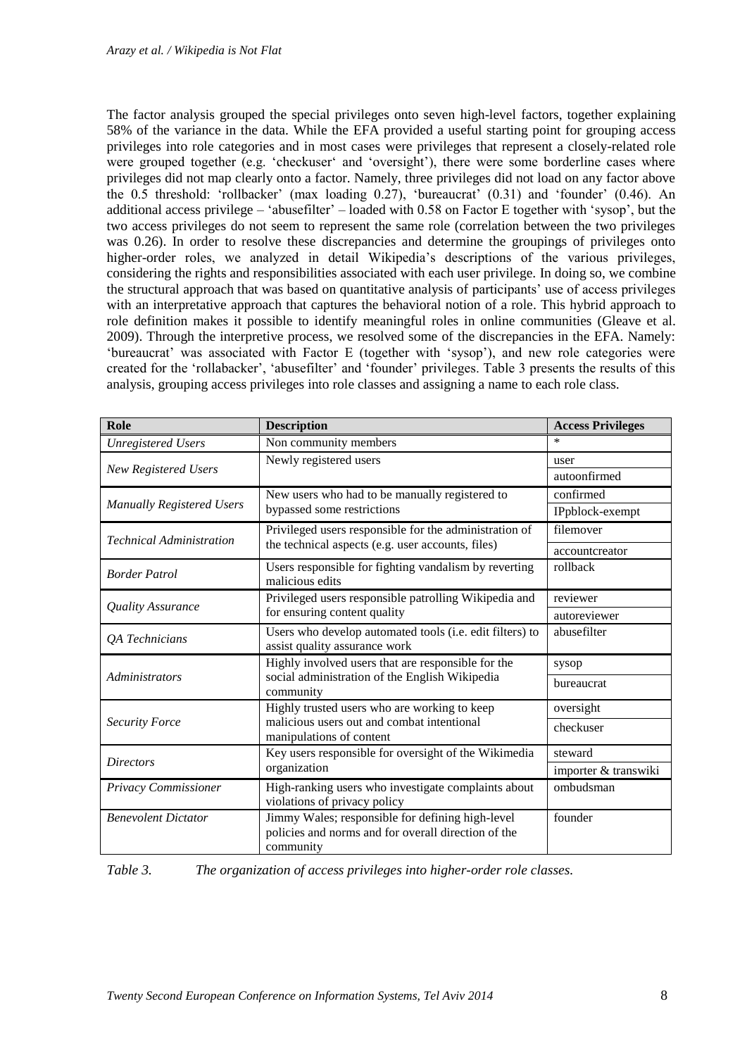The factor analysis grouped the special privileges onto seven high-level factors, together explaining 58% of the variance in the data. While the EFA provided a useful starting point for grouping access privileges into role categories and in most cases were privileges that represent a closely-related role were grouped together (e.g. 'checkuser' and 'oversight'), there were some borderline cases where privileges did not map clearly onto a factor. Namely, three privileges did not load on any factor above the 0.5 threshold: 'rollbacker' (max loading 0.27), 'bureaucrat' (0.31) and 'founder' (0.46). An additional access privilege – 'abusefilter' – loaded with 0.58 on Factor E together with 'sysop', but the two access privileges do not seem to represent the same role (correlation between the two privileges was 0.26). In order to resolve these discrepancies and determine the groupings of privileges onto higher-order roles, we analyzed in detail Wikipedia's descriptions of the various privileges, considering the rights and responsibilities associated with each user privilege. In doing so, we combine the structural approach that was based on quantitative analysis of participants' use of access privileges with an interpretative approach that captures the behavioral notion of a role. This hybrid approach to role definition makes it possible to identify meaningful roles in online communities (Gleave et al. 2009). Through the interpretive process, we resolved some of the discrepancies in the EFA. Namely: 'bureaucrat' was associated with Factor E (together with 'sysop'), and new role categories were created for the 'rollabacker', 'abusefilter' and 'founder' privileges. Table 3 presents the results of this analysis, grouping access privileges into role classes and assigning a name to each role class.

| Role | Description | Access Privileges |
|---|---|---|
| *Unregistered Users* | Non community members | * |
| *New Registered Users* | Newly registered users | user |
| | | autoonfirmed |
| *Manually Registered Users* | New users who had to be manually registered to bypassed some restrictions | confirmed |
| | | IPpblock-exempt |
| *Technical Administration* | Privileged users responsible for the administration of the technical aspects (e.g. user accounts, files) | filemover |
| | | accountcreator |
| *Border Patrol* | Users responsible for fighting vandalism by reverting malicious edits | rollback |
| *Quality Assurance* | Privileged users responsible patrolling Wikipedia and for ensuring content quality | reviewer |
| | | autoreviewer |
| *QA Technicians* | Users who develop automated tools (i.e. edit filters) to assist quality assurance work | abusefilter |
| *Administrators* | Highly involved users that are responsible for the social administration of the English Wikipedia community | sysop |
| | | bureaucrat |
| *Security Force* | Highly trusted users who are working to keep malicious users out and combat intentional manipulations of content | oversight |
| | | checkuser |
| *Directors* | Key users responsible for oversight of the Wikimedia organization | steward |
| | | importer & transwiki |
| *Privacy Commissioner* | High-ranking users who investigate complaints about violations of privacy policy | ombudsman |
| *Benevolent Dictator* | Jimmy Wales; responsible for defining high-level policies and norms and for overall direction of the community | founder |

*Table 3. The organization of access privileges into higher-order role classes.*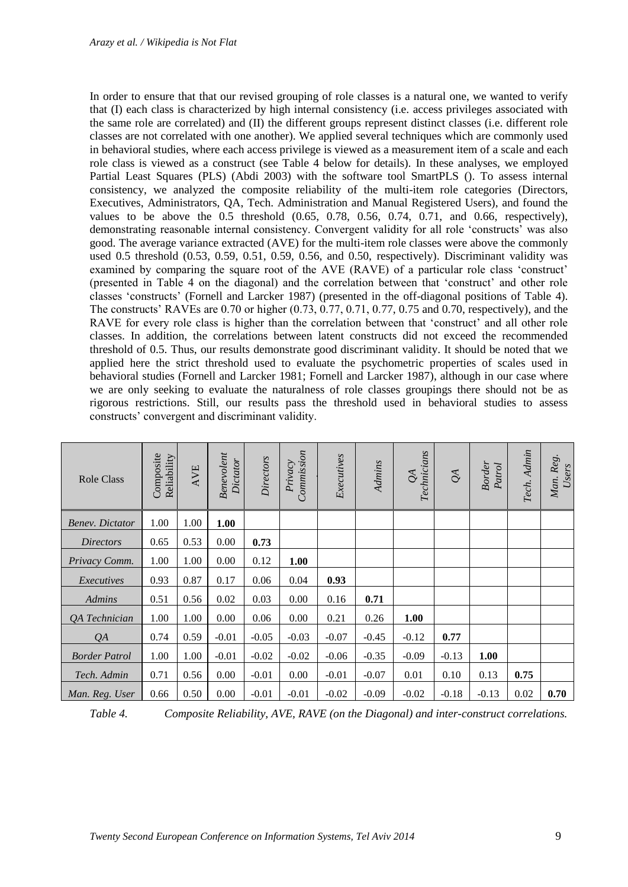In order to ensure that that our revised grouping of role classes is a natural one, we wanted to verify that (I) each class is characterized by high internal consistency (i.e. access privileges associated with the same role are correlated) and (II) the different groups represent distinct classes (i.e. different role classes are not correlated with one another). We applied several techniques which are commonly used in behavioral studies, where each access privilege is viewed as a measurement item of a scale and each role class is viewed as a construct (see Table 4 below for details). In these analyses, we employed Partial Least Squares (PLS) (Abdi 2003) with the software tool SmartPLS (). To assess internal consistency, we analyzed the composite reliability of the multi-item role categories (Directors, Executives, Administrators, QA, Tech. Administration and Manual Registered Users), and found the values to be above the 0.5 threshold (0.65, 0.78, 0.56, 0.74, 0.71, and 0.66, respectively), demonstrating reasonable internal consistency. Convergent validity for all role 'constructs' was also good. The average variance extracted (AVE) for the multi-item role classes were above the commonly used 0.5 threshold (0.53, 0.59, 0.51, 0.59, 0.56, and 0.50, respectively). Discriminant validity was examined by comparing the square root of the AVE (RAVE) of a particular role class 'construct' (presented in Table 4 on the diagonal) and the correlation between that 'construct' and other role classes 'constructs' (Fornell and Larcker 1987) (presented in the off-diagonal positions of Table 4). The constructs' RAVEs are 0.70 or higher (0.73, 0.77, 0.71, 0.77, 0.75 and 0.70, respectively), and the RAVE for every role class is higher than the correlation between that 'construct' and all other role classes. In addition, the correlations between latent constructs did not exceed the recommended threshold of 0.5. Thus, our results demonstrate good discriminant validity. It should be noted that we applied here the strict threshold used to evaluate the psychometric properties of scales used in behavioral studies (Fornell and Larcker 1981; Fornell and Larcker 1987), although in our case where we are only seeking to evaluate the naturalness of role classes groupings there should not be as rigorous restrictions. Still, our results pass the threshold used in behavioral studies to assess constructs' convergent and discriminant validity.

| Role Class | Composite Reliability | AVE | *Benevolent Dictator* | *Directors* | *Privacy Commission* | *Executives* | *Admins* | *QA Technicians* | *QA* | *Border Patrol* | *Tech. Admin* | *Man. Reg. Users* |
|---|---|---|---|---|---|---|---|---|---|---|---|---|
| *Benev. Dictator* | 1.00 | 1.00 | **1.00** | | | | | | | | | |
| *Directors* | 0.65 | 0.53 | 0.00 | **0.73** | | | | | | | | |
| *Privacy Comm.* | 1.00 | 1.00 | 0.00 | 0.12 | **1.00** | | | | | | | |
| *Executives* | 0.93 | 0.87 | 0.17 | 0.06 | 0.04 | **0.93** | | | | | | |
| *Admins* | 0.51 | 0.56 | 0.02 | 0.03 | 0.00 | 0.16 | **0.71** | | | | | |
| *QA Technician* | 1.00 | 1.00 | 0.00 | 0.06 | 0.00 | 0.21 | 0.26 | **1.00** | | | | |
| *QA* | 0.74 | 0.59 | -0.01 | -0.05 | -0.03 | -0.07 | -0.45 | -0.12 | **0.77** | | | |
| *Border Patrol* | 1.00 | 1.00 | -0.01 | -0.02 | -0.02 | -0.06 | -0.35 | -0.09 | -0.13 | **1.00** | | |
| *Tech. Admin* | 0.71 | 0.56 | 0.00 | -0.01 | 0.00 | -0.01 | -0.07 | 0.01 | 0.10 | 0.13 | **0.75** | |
| *Man. Reg. User* | 0.66 | 0.50 | 0.00 | -0.01 | -0.01 | -0.02 | -0.09 | -0.02 | -0.18 | -0.13 | 0.02 | **0.70** |

*Table 4. Composite Reliability, AVE, RAVE (on the Diagonal) and inter-construct correlations.*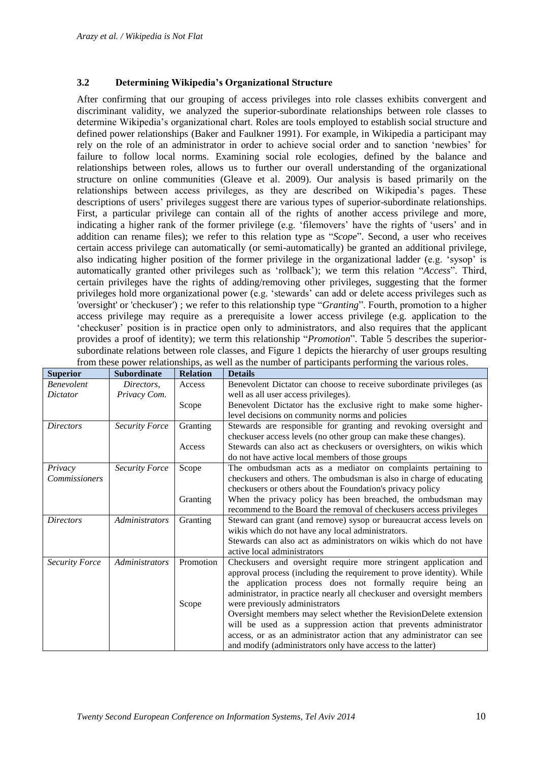### 3.2 Determining Wikipedia's Organizational Structure

After confirming that our grouping of access privileges into role classes exhibits convergent and discriminant validity, we analyzed the superior-subordinate relationships between role classes to determine Wikipedia's organizational chart. Roles are tools employed to establish social structure and defined power relationships (Baker and Faulkner 1991). For example, in Wikipedia a participant may rely on the role of an administrator in order to achieve social order and to sanction 'newbies' for failure to follow local norms. Examining social role ecologies, defined by the balance and relationships between roles, allows us to further our overall understanding of the organizational structure on online communities (Gleave et al. 2009). Our analysis is based primarily on the relationships between access privileges, as they are described on Wikipedia's pages. These descriptions of users' privileges suggest there are various types of superior-subordinate relationships. First, a particular privilege can contain all of the rights of another access privilege and more, indicating a higher rank of the former privilege (e.g. 'filemovers' have the rights of 'users' and in addition can rename files); we refer to this relation type as "*Scope*". Second, a user who receives certain access privilege can automatically (or semi-automatically) be granted an additional privilege, also indicating higher position of the former privilege in the organizational ladder (e.g. 'sysop' is automatically granted other privileges such as 'rollback'); we term this relation "*Access*". Third, certain privileges have the rights of adding/removing other privileges, suggesting that the former privileges hold more organizational power (e.g. 'stewards' can add or delete access privileges such as 'oversight' or 'checkuser') ; we refer to this relationship type "*Granting*". Fourth, promotion to a higher access privilege may require as a prerequisite a lower access privilege (e.g. application to the 'checkuser' position is in practice open only to administrators, and also requires that the applicant provides a proof of identity); we term this relationship "*Promotion*". Table 5 describes the superior-subordinate relations between role classes, and Figure 1 depicts the hierarchy of user groups resulting from these power relationships, as well as the number of participants performing the various roles.

| Superior | Subordinate | Relation | Details |
|---|---|---|---|
| *Benevolent Dictator* | *Directors, Privacy Com.* | Access | Benevolent Dictator can choose to receive subordinate privileges (as well as all user access privileges). |
| | | Scope | Benevolent Dictator has the exclusive right to make some higher-level decisions on community norms and policies |
| *Directors* | *Security Force* | Granting | Stewards are responsible for granting and revoking oversight and checkuser access levels (no other group can make these changes). |
| | | Access | Stewards can also act as checkusers or oversighters, on wikis which do not have active local members of those groups |
| *Privacy Commissioners* | *Security Force* | Scope | The ombudsman acts as a mediator on complaints pertaining to checkusers and others. The ombudsman is also in charge of educating checkusers or others about the Foundation's privacy policy |
| | | Granting | When the privacy policy has been breached, the ombudsman may recommend to the Board the removal of checkusers access privileges |
| *Directors* | *Administrators* | Granting | Steward can grant (and remove) sysop or bureaucrat access levels on wikis which do not have any local administrators. Stewards can also act as administrators on wikis which do not have active local administrators |
| *Security Force* | *Administrators* | Promotion | Checkusers and oversight require more stringent application and approval process (including the requirement to prove identity). While the application process does not formally require being an administrator, in practice nearly all checkuser and oversight members were previously administrators |
| | | Scope | Oversight members may select whether the RevisionDelete extension will be used as a suppression action that prevents administrator access, or as an administrator action that any administrator can see and modify (administrators only have access to the latter) |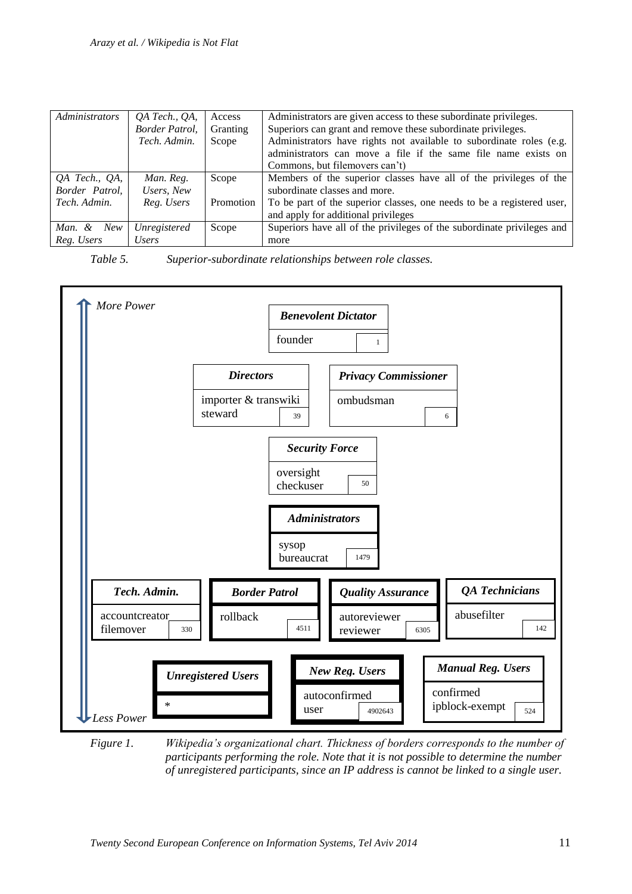| | | | |
|---|---|---|---|
| *Administrators* | *QA Tech., QA, Border Patrol, Tech. Admin.* | Access<br>Granting<br>Scope | Administrators are given access to these subordinate privileges.<br>Superiors can grant and remove these subordinate privileges.<br>Administrators have rights not available to subordinate roles (e.g. administrators can move a file if the same file name exists on Commons, but filemovers can't) |
| *QA Tech., QA, Border Patrol, Tech. Admin.* | *Man. Reg. Users, New Reg. Users* | Scope<br>Promotion | Members of the superior classes have all of the privileges of the subordinate classes and more.<br>To be part of the superior classes, one needs to be a registered user, and apply for additional privileges |
| *Man. & New Reg. Users* | *Unregistered Users* | Scope | Superiors have all of the privileges of the subordinate privileges and more |

*Table 5. Superior-subordinate relationships between role classes.*

*More Power* (top) — *Less Power* (bottom)

- ***Benevolent Dictator***: founder — 1
- ***Directors***: importer & transwiki, steward — 39
- ***Privacy Commissioner***: ombudsman — 6
- ***Security Force***: oversight, checkuser — 50
- ***Administrators***: sysop, bureaucrat — 1479
- ***Tech. Admin.***: accountcreator, filemover — 330
- ***Border Patrol***: rollback — 4511
- ***Quality Assurance***: autoreviewer, reviewer — 6305
- ***QA Technicians***: abusefilter — 142
- ***Unregistered Users***: *
- ***New Reg. Users***: autoconfirmed, user — 4902643
- ***Manual Reg. Users***: confirmed, ipblock-exempt — 524

*Figure 1. Wikipedia's organizational chart. Thickness of borders corresponds to the number of participants performing the role. Note that it is not possible to determine the number of unregistered participants, since an IP address is cannot be linked to a single user.*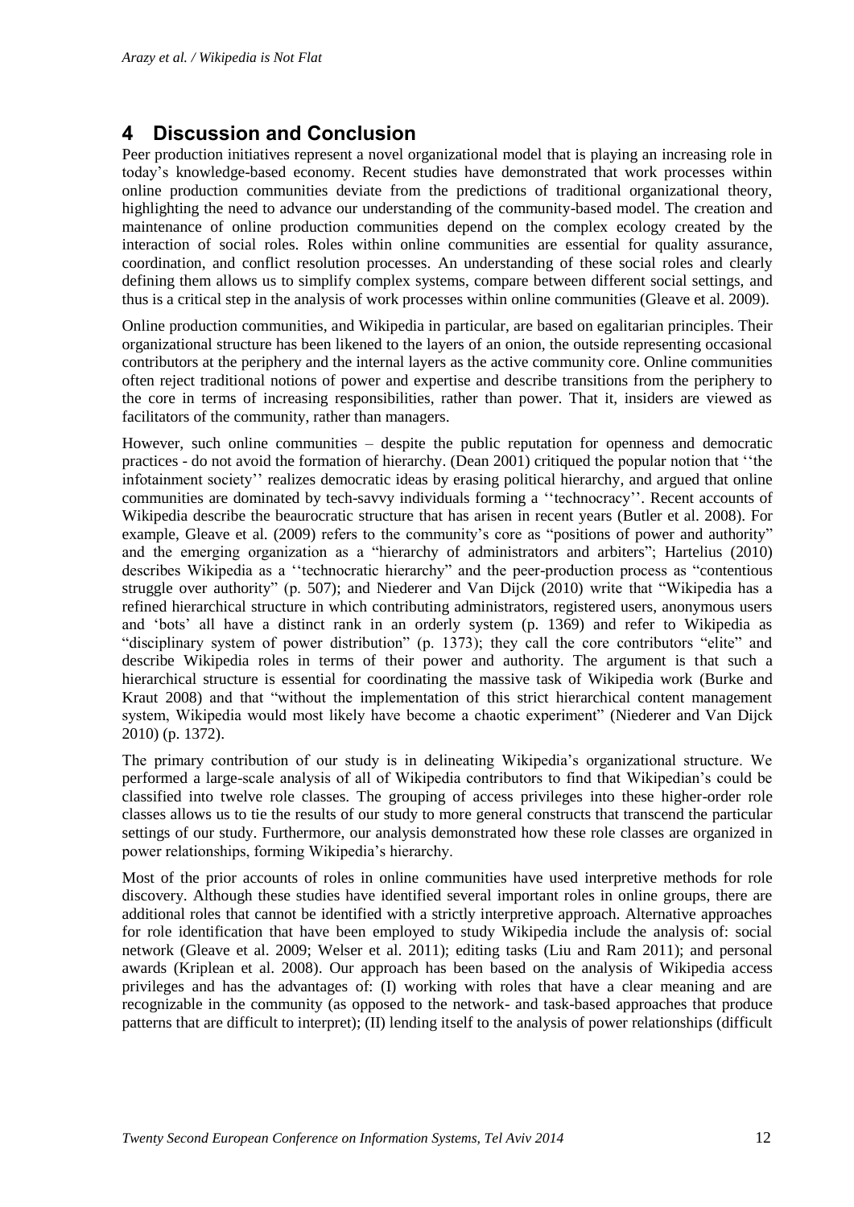# 4 Discussion and Conclusion

Peer production initiatives represent a novel organizational model that is playing an increasing role in today's knowledge-based economy. Recent studies have demonstrated that work processes within online production communities deviate from the predictions of traditional organizational theory, highlighting the need to advance our understanding of the community-based model. The creation and maintenance of online production communities depend on the complex ecology created by the interaction of social roles. Roles within online communities are essential for quality assurance, coordination, and conflict resolution processes. An understanding of these social roles and clearly defining them allows us to simplify complex systems, compare between different social settings, and thus is a critical step in the analysis of work processes within online communities (Gleave et al. 2009).

Online production communities, and Wikipedia in particular, are based on egalitarian principles. Their organizational structure has been likened to the layers of an onion, the outside representing occasional contributors at the periphery and the internal layers as the active community core. Online communities often reject traditional notions of power and expertise and describe transitions from the periphery to the core in terms of increasing responsibilities, rather than power. That it, insiders are viewed as facilitators of the community, rather than managers.

However, such online communities – despite the public reputation for openness and democratic practices - do not avoid the formation of hierarchy. (Dean 2001) critiqued the popular notion that ''the infotainment society'' realizes democratic ideas by erasing political hierarchy, and argued that online communities are dominated by tech-savvy individuals forming a ''technocracy''. Recent accounts of Wikipedia describe the beaurocratic structure that has arisen in recent years (Butler et al. 2008). For example, Gleave et al. (2009) refers to the community's core as "positions of power and authority" and the emerging organization as a "hierarchy of administrators and arbiters"; Hartelius (2010) describes Wikipedia as a ''technocratic hierarchy'' and the peer-production process as "contentious struggle over authority" (p. 507); and Niederer and Van Dijck (2010) write that "Wikipedia has a refined hierarchical structure in which contributing administrators, registered users, anonymous users and 'bots' all have a distinct rank in an orderly system (p. 1369) and refer to Wikipedia as "disciplinary system of power distribution" (p. 1373); they call the core contributors "elite" and describe Wikipedia roles in terms of their power and authority. The argument is that such a hierarchical structure is essential for coordinating the massive task of Wikipedia work (Burke and Kraut 2008) and that "without the implementation of this strict hierarchical content management system, Wikipedia would most likely have become a chaotic experiment" (Niederer and Van Dijck 2010) (p. 1372).

The primary contribution of our study is in delineating Wikipedia's organizational structure. We performed a large-scale analysis of all of Wikipedia contributors to find that Wikipedian's could be classified into twelve role classes. The grouping of access privileges into these higher-order role classes allows us to tie the results of our study to more general constructs that transcend the particular settings of our study. Furthermore, our analysis demonstrated how these role classes are organized in power relationships, forming Wikipedia's hierarchy.

Most of the prior accounts of roles in online communities have used interpretive methods for role discovery. Although these studies have identified several important roles in online groups, there are additional roles that cannot be identified with a strictly interpretive approach. Alternative approaches for role identification that have been employed to study Wikipedia include the analysis of: social network (Gleave et al. 2009; Welser et al. 2011); editing tasks (Liu and Ram 2011); and personal awards (Kriplean et al. 2008). Our approach has been based on the analysis of Wikipedia access privileges and has the advantages of: (I) working with roles that have a clear meaning and are recognizable in the community (as opposed to the network- and task-based approaches that produce patterns that are difficult to interpret); (II) lending itself to the analysis of power relationships (difficult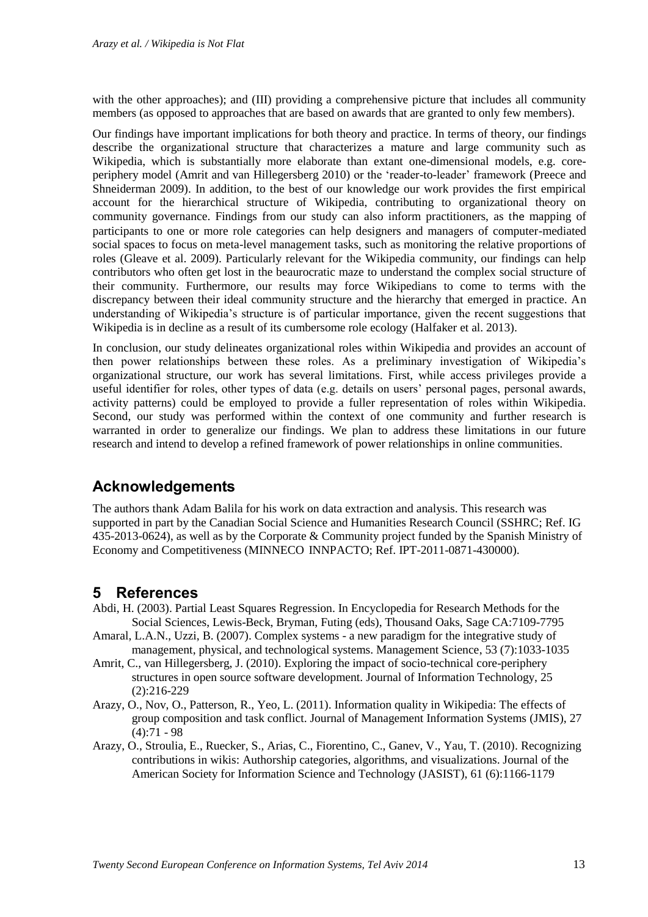with the other approaches); and (III) providing a comprehensive picture that includes all community members (as opposed to approaches that are based on awards that are granted to only few members).

Our findings have important implications for both theory and practice. In terms of theory, our findings describe the organizational structure that characterizes a mature and large community such as Wikipedia, which is substantially more elaborate than extant one-dimensional models, e.g. core-periphery model (Amrit and van Hillegersberg 2010) or the 'reader-to-leader' framework (Preece and Shneiderman 2009). In addition, to the best of our knowledge our work provides the first empirical account for the hierarchical structure of Wikipedia, contributing to organizational theory on community governance. Findings from our study can also inform practitioners, as the mapping of participants to one or more role categories can help designers and managers of computer-mediated social spaces to focus on meta-level management tasks, such as monitoring the relative proportions of roles (Gleave et al. 2009). Particularly relevant for the Wikipedia community, our findings can help contributors who often get lost in the beaurocratic maze to understand the complex social structure of their community. Furthermore, our results may force Wikipedians to come to terms with the discrepancy between their ideal community structure and the hierarchy that emerged in practice. An understanding of Wikipedia's structure is of particular importance, given the recent suggestions that Wikipedia is in decline as a result of its cumbersome role ecology (Halfaker et al. 2013).

In conclusion, our study delineates organizational roles within Wikipedia and provides an account of then power relationships between these roles. As a preliminary investigation of Wikipedia's organizational structure, our work has several limitations. First, while access privileges provide a useful identifier for roles, other types of data (e.g. details on users' personal pages, personal awards, activity patterns) could be employed to provide a fuller representation of roles within Wikipedia. Second, our study was performed within the context of one community and further research is warranted in order to generalize our findings. We plan to address these limitations in our future research and intend to develop a refined framework of power relationships in online communities.

## Acknowledgements

The authors thank Adam Balila for his work on data extraction and analysis. This research was supported in part by the Canadian Social Science and Humanities Research Council (SSHRC; Ref. IG 435-2013-0624), as well as by the Corporate & Community project funded by the Spanish Ministry of Economy and Competitiveness (MINNECO INNPACTO; Ref. IPT-2011-0871-430000).

## 5 References

Abdi, H. (2003). Partial Least Squares Regression. In Encyclopedia for Research Methods for the Social Sciences, Lewis-Beck, Bryman, Futing (eds), Thousand Oaks, Sage CA:7109-7795

Amaral, L.A.N., Uzzi, B. (2007). Complex systems - a new paradigm for the integrative study of management, physical, and technological systems. Management Science, 53 (7):1033-1035

Amrit, C., van Hillegersberg, J. (2010). Exploring the impact of socio-technical core-periphery structures in open source software development. Journal of Information Technology, 25 (2):216-229

Arazy, O., Nov, O., Patterson, R., Yeo, L. (2011). Information quality in Wikipedia: The effects of group composition and task conflict. Journal of Management Information Systems (JMIS), 27 (4):71 - 98

Arazy, O., Stroulia, E., Ruecker, S., Arias, C., Fiorentino, C., Ganev, V., Yau, T. (2010). Recognizing contributions in wikis: Authorship categories, algorithms, and visualizations. Journal of the American Society for Information Science and Technology (JASIST), 61 (6):1166-1179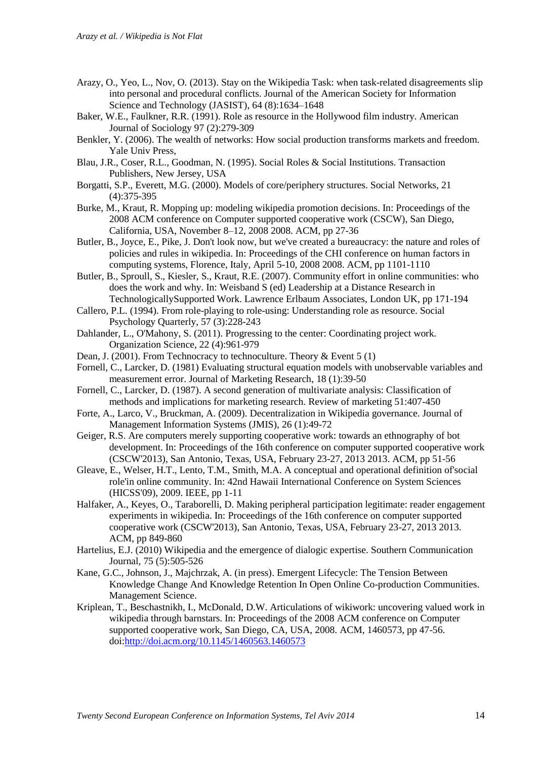Arazy, O., Yeo, L., Nov, O. (2013). Stay on the Wikipedia Task: when task-related disagreements slip into personal and procedural conflicts. Journal of the American Society for Information Science and Technology (JASIST), 64 (8):1634–1648

Baker, W.E., Faulkner, R.R. (1991). Role as resource in the Hollywood film industry. American Journal of Sociology 97 (2):279-309

Benkler, Y. (2006). The wealth of networks: How social production transforms markets and freedom. Yale Univ Press,

Blau, J.R., Coser, R.L., Goodman, N. (1995). Social Roles & Social Institutions. Transaction Publishers, New Jersey, USA

Borgatti, S.P., Everett, M.G. (2000). Models of core/periphery structures. Social Networks, 21 (4):375-395

Burke, M., Kraut, R. Mopping up: modeling wikipedia promotion decisions. In: Proceedings of the 2008 ACM conference on Computer supported cooperative work (CSCW), San Diego, California, USA, November 8–12, 2008 2008. ACM, pp 27-36

Butler, B., Joyce, E., Pike, J. Don't look now, but we've created a bureaucracy: the nature and roles of policies and rules in wikipedia. In: Proceedings of the CHI conference on human factors in computing systems, Florence, Italy, April 5-10, 2008 2008. ACM, pp 1101-1110

Butler, B., Sproull, S., Kiesler, S., Kraut, R.E. (2007). Community effort in online communities: who does the work and why. In: Weisband S (ed) Leadership at a Distance Research in TechnologicallySupported Work. Lawrence Erlbaum Associates, London UK, pp 171-194

Callero, P.L. (1994). From role-playing to role-using: Understanding role as resource. Social Psychology Quarterly, 57 (3):228-243

Dahlander, L., O'Mahony, S. (2011). Progressing to the center: Coordinating project work. Organization Science, 22 (4):961-979

Dean, J. (2001). From Technocracy to technoculture. Theory & Event 5 (1)

Fornell, C., Larcker, D. (1981) Evaluating structural equation models with unobservable variables and measurement error. Journal of Marketing Research, 18 (1):39-50

Fornell, C., Larcker, D. (1987). A second generation of multivariate analysis: Classification of methods and implications for marketing research. Review of marketing 51:407-450

Forte, A., Larco, V., Bruckman, A. (2009). Decentralization in Wikipedia governance. Journal of Management Information Systems (JMIS), 26 (1):49-72

Geiger, R.S. Are computers merely supporting cooperative work: towards an ethnography of bot development. In: Proceedings of the 16th conference on computer supported cooperative work (CSCW'2013), San Antonio, Texas, USA, February 23-27, 2013 2013. ACM, pp 51-56

Gleave, E., Welser, H.T., Lento, T.M., Smith, M.A. A conceptual and operational definition of'social role'in online community. In: 42nd Hawaii International Conference on System Sciences (HICSS'09), 2009. IEEE, pp 1-11

Halfaker, A., Keyes, O., Taraborelli, D. Making peripheral participation legitimate: reader engagement experiments in wikipedia. In: Proceedings of the 16th conference on computer supported cooperative work (CSCW'2013), San Antonio, Texas, USA, February 23-27, 2013 2013. ACM, pp 849-860

Hartelius, E.J. (2010) Wikipedia and the emergence of dialogic expertise. Southern Communication Journal, 75 (5):505-526

Kane, G.C., Johnson, J., Majchrzak, A. (in press). Emergent Lifecycle: The Tension Between Knowledge Change And Knowledge Retention In Open Online Co-production Communities. Management Science.

Kriplean, T., Beschastnikh, I., McDonald, D.W. Articulations of wikiwork: uncovering valued work in wikipedia through barnstars. In: Proceedings of the 2008 ACM conference on Computer supported cooperative work, San Diego, CA, USA, 2008. ACM, 1460573, pp 47-56. doi:http://doi.acm.org/10.1145/1460563.1460573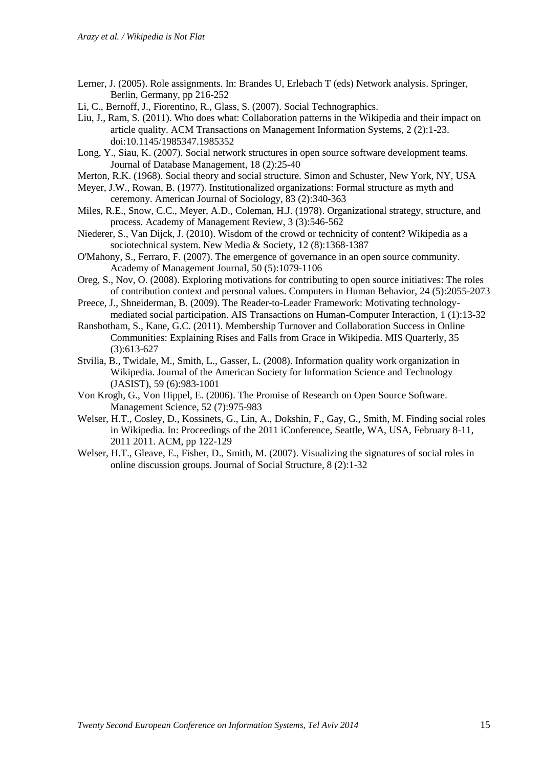Lerner, J. (2005). Role assignments. In: Brandes U, Erlebach T (eds) Network analysis. Springer, Berlin, Germany, pp 216-252

Li, C., Bernoff, J., Fiorentino, R., Glass, S. (2007). Social Technographics.

Liu, J., Ram, S. (2011). Who does what: Collaboration patterns in the Wikipedia and their impact on article quality. ACM Transactions on Management Information Systems, 2 (2):1-23. doi:10.1145/1985347.1985352

Long, Y., Siau, K. (2007). Social network structures in open source software development teams. Journal of Database Management, 18 (2):25-40

Merton, R.K. (1968). Social theory and social structure. Simon and Schuster, New York, NY, USA

Meyer, J.W., Rowan, B. (1977). Institutionalized organizations: Formal structure as myth and ceremony. American Journal of Sociology, 83 (2):340-363

Miles, R.E., Snow, C.C., Meyer, A.D., Coleman, H.J. (1978). Organizational strategy, structure, and process. Academy of Management Review, 3 (3):546-562

Niederer, S., Van Dijck, J. (2010). Wisdom of the crowd or technicity of content? Wikipedia as a sociotechnical system. New Media & Society, 12 (8):1368-1387

O'Mahony, S., Ferraro, F. (2007). The emergence of governance in an open source community. Academy of Management Journal, 50 (5):1079-1106

Oreg, S., Nov, O. (2008). Exploring motivations for contributing to open source initiatives: The roles of contribution context and personal values. Computers in Human Behavior, 24 (5):2055-2073

Preece, J., Shneiderman, B. (2009). The Reader-to-Leader Framework: Motivating technology-mediated social participation. AIS Transactions on Human-Computer Interaction, 1 (1):13-32

Ransbotham, S., Kane, G.C. (2011). Membership Turnover and Collaboration Success in Online Communities: Explaining Rises and Falls from Grace in Wikipedia. MIS Quarterly, 35 (3):613-627

Stvilia, B., Twidale, M., Smith, L., Gasser, L. (2008). Information quality work organization in Wikipedia. Journal of the American Society for Information Science and Technology (JASIST), 59 (6):983-1001

Von Krogh, G., Von Hippel, E. (2006). The Promise of Research on Open Source Software. Management Science, 52 (7):975-983

Welser, H.T., Cosley, D., Kossinets, G., Lin, A., Dokshin, F., Gay, G., Smith, M. Finding social roles in Wikipedia. In: Proceedings of the 2011 iConference, Seattle, WA, USA, February 8-11, 2011 2011. ACM, pp 122-129

Welser, H.T., Gleave, E., Fisher, D., Smith, M. (2007). Visualizing the signatures of social roles in online discussion groups. Journal of Social Structure, 8 (2):1-32